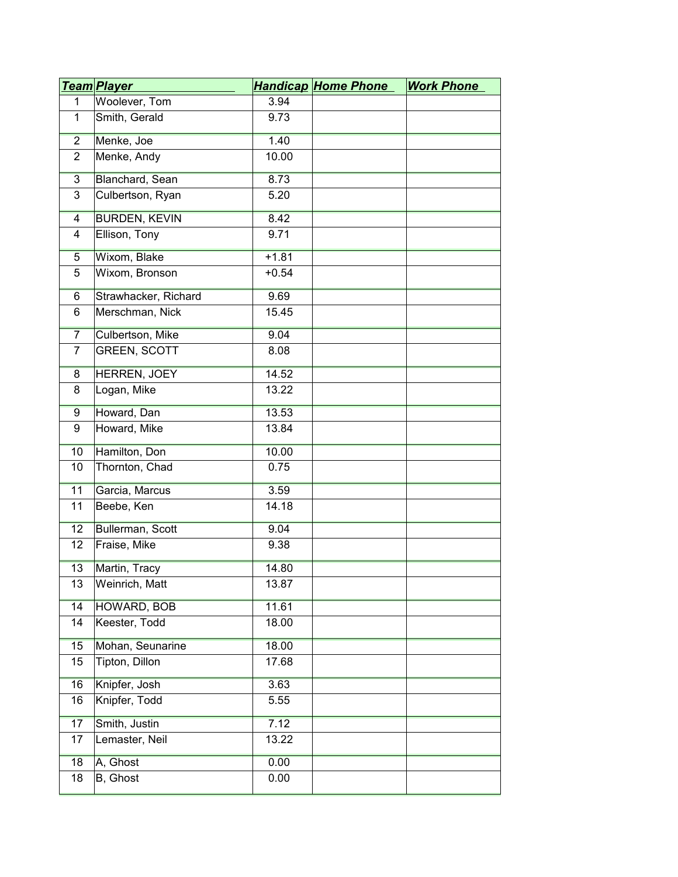| Team | Player | Handicap | Home Phone | Work Phone |
|---|---|---|---|---|
| 1 | Woolever, Tom | 3.94 | | |
| 1 | Smith, Gerald | 9.73 | | |
| 2 | Menke, Joe | 1.40 | | |
| 2 | Menke, Andy | 10.00 | | |
| 3 | Blanchard, Sean | 8.73 | | |
| 3 | Culbertson, Ryan | 5.20 | | |
| 4 | BURDEN, KEVIN | 8.42 | | |
| 4 | Ellison, Tony | 9.71 | | |
| 5 | Wixom, Blake | +1.81 | | |
| 5 | Wixom, Bronson | +0.54 | | |
| 6 | Strawhacker, Richard | 9.69 | | |
| 6 | Merschman, Nick | 15.45 | | |
| 7 | Culbertson, Mike | 9.04 | | |
| 7 | GREEN, SCOTT | 8.08 | | |
| 8 | HERREN, JOEY | 14.52 | | |
| 8 | Logan, Mike | 13.22 | | |
| 9 | Howard, Dan | 13.53 | | |
| 9 | Howard, Mike | 13.84 | | |
| 10 | Hamilton, Don | 10.00 | | |
| 10 | Thornton, Chad | 0.75 | | |
| 11 | Garcia, Marcus | 3.59 | | |
| 11 | Beebe, Ken | 14.18 | | |
| 12 | Bullerman, Scott | 9.04 | | |
| 12 | Fraise, Mike | 9.38 | | |
| 13 | Martin, Tracy | 14.80 | | |
| 13 | Weinrich, Matt | 13.87 | | |
| 14 | HOWARD, BOB | 11.61 | | |
| 14 | Keester, Todd | 18.00 | | |
| 15 | Mohan, Seunarine | 18.00 | | |
| 15 | Tipton, Dillon | 17.68 | | |
| 16 | Knipfer, Josh | 3.63 | | |
| 16 | Knipfer, Todd | 5.55 | | |
| 17 | Smith, Justin | 7.12 | | |
| 17 | Lemaster, Neil | 13.22 | | |
| 18 | A, Ghost | 0.00 | | |
| 18 | B, Ghost | 0.00 | | |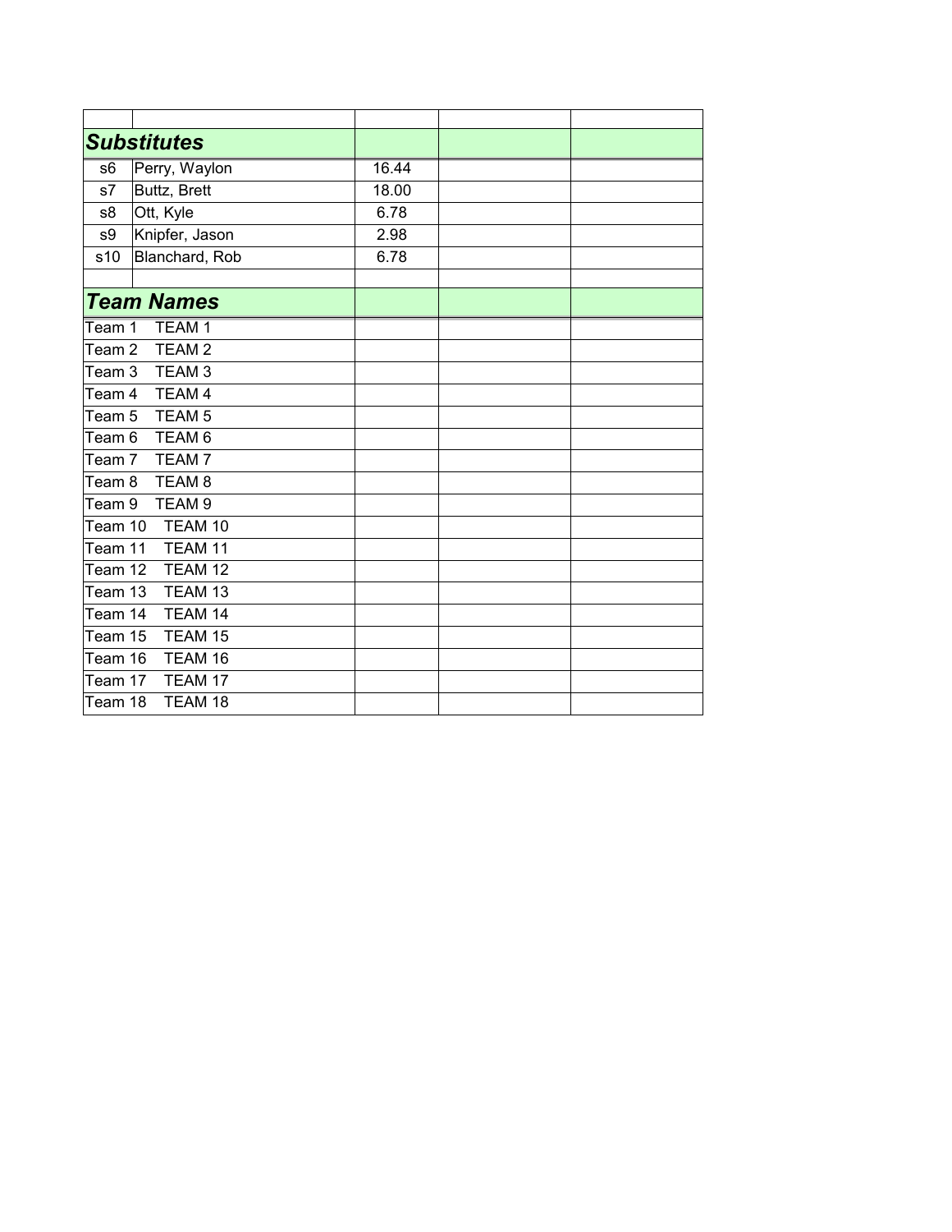| | | | | |
|---|---|---|---|---|
| | | | | |
| ***Substitutes*** | | | | |
| s6 | Perry, Waylon | 16.44 | | |
| s7 | Buttz, Brett | 18.00 | | |
| s8 | Ott, Kyle | 6.78 | | |
| s9 | Knipfer, Jason | 2.98 | | |
| s10 | Blanchard, Rob | 6.78 | | |
| | | | | |
| ***Team Names*** | | | | |
| Team 1 | TEAM 1 | | | |
| Team 2 | TEAM 2 | | | |
| Team 3 | TEAM 3 | | | |
| Team 4 | TEAM 4 | | | |
| Team 5 | TEAM 5 | | | |
| Team 6 | TEAM 6 | | | |
| Team 7 | TEAM 7 | | | |
| Team 8 | TEAM 8 | | | |
| Team 9 | TEAM 9 | | | |
| Team 10 | TEAM 10 | | | |
| Team 11 | TEAM 11 | | | |
| Team 12 | TEAM 12 | | | |
| Team 13 | TEAM 13 | | | |
| Team 14 | TEAM 14 | | | |
| Team 15 | TEAM 15 | | | |
| Team 16 | TEAM 16 | | | |
| Team 17 | TEAM 17 | | | |
| Team 18 | TEAM 18 | | | |